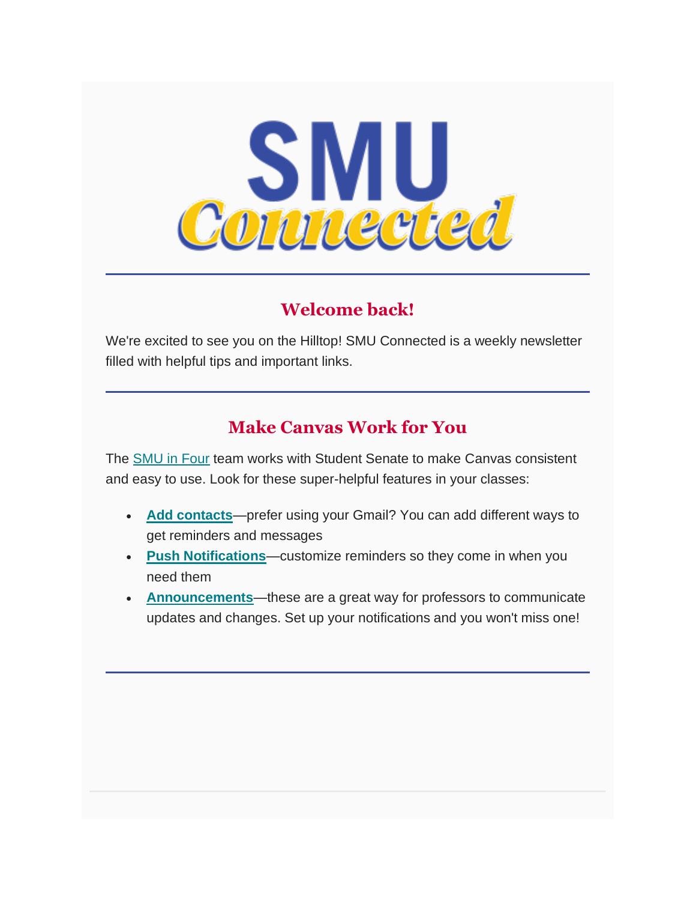# SMU Connected

---

## Welcome back!

We're excited to see you on the Hilltop! SMU Connected is a weekly newsletter filled with helpful tips and important links.

---

## Make Canvas Work for You

The SMU in Four team works with Student Senate to make Canvas consistent and easy to use. Look for these super-helpful features in your classes:

- **Add contacts**—prefer using your Gmail? You can add different ways to get reminders and messages
- **Push Notifications**—customize reminders so they come in when you need them
- **Announcements**—these are a great way for professors to communicate updates and changes. Set up your notifications and you won't miss one!

---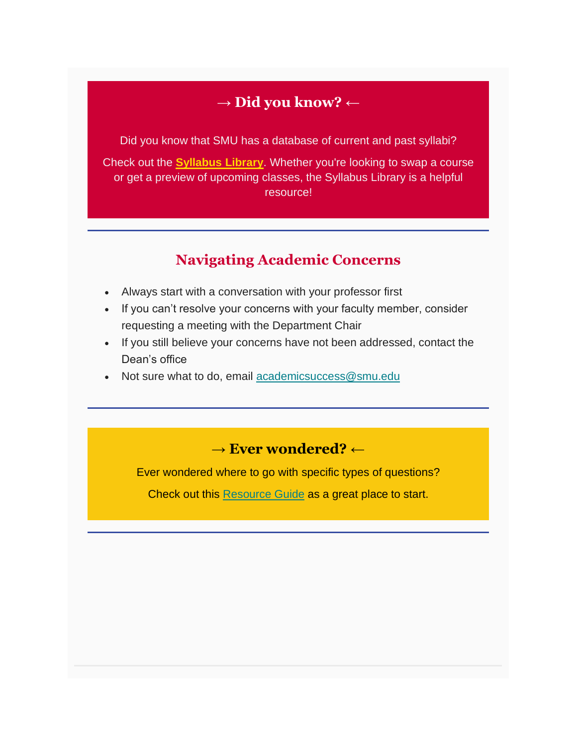## → Did you know? ←

Did you know that SMU has a database of current and past syllabi?

Check out the **Syllabus Library**. Whether you're looking to swap a course or get a preview of upcoming classes, the Syllabus Library is a helpful resource!

---

## Navigating Academic Concerns

- Always start with a conversation with your professor first
- If you can't resolve your concerns with your faculty member, consider requesting a meeting with the Department Chair
- If you still believe your concerns have not been addressed, contact the Dean's office
- Not sure what to do, email academicsuccess@smu.edu

---

## → Ever wondered? ←

Ever wondered where to go with specific types of questions?

Check out this Resource Guide as a great place to start.

---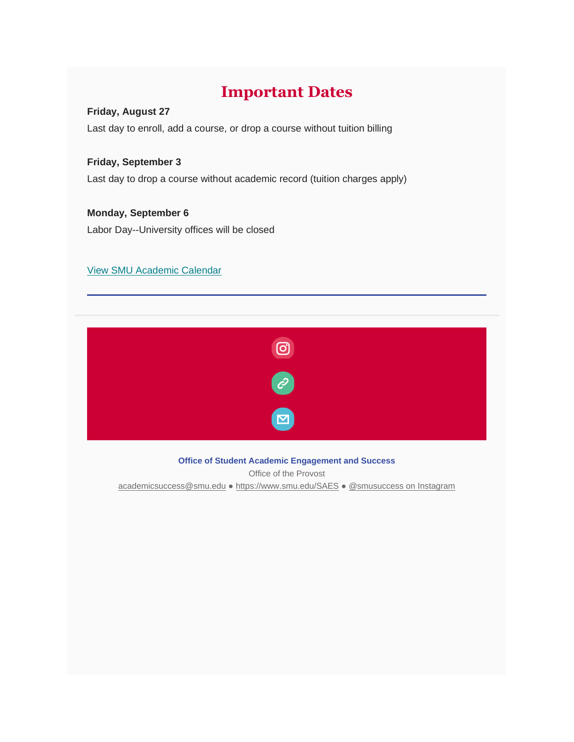## Important Dates

**Friday, August 27**

Last day to enroll, add a course, or drop a course without tuition billing

**Friday, September 3**

Last day to drop a course without academic record (tuition charges apply)

**Monday, September 6**

Labor Day--University offices will be closed

[View SMU Academic Calendar]

---

**Office of Student Academic Engagement and Success**

Office of the Provost

academicsuccess@smu.edu ● https://www.smu.edu/SAES ● @smusuccess on Instagram